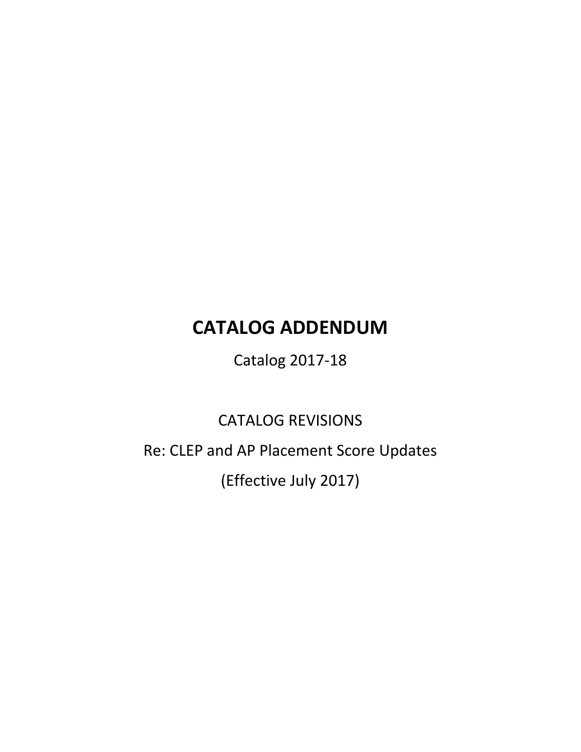# CATALOG ADDENDUM

Catalog 2017-18

CATALOG REVISIONS

Re: CLEP and AP Placement Score Updates

(Effective July 2017)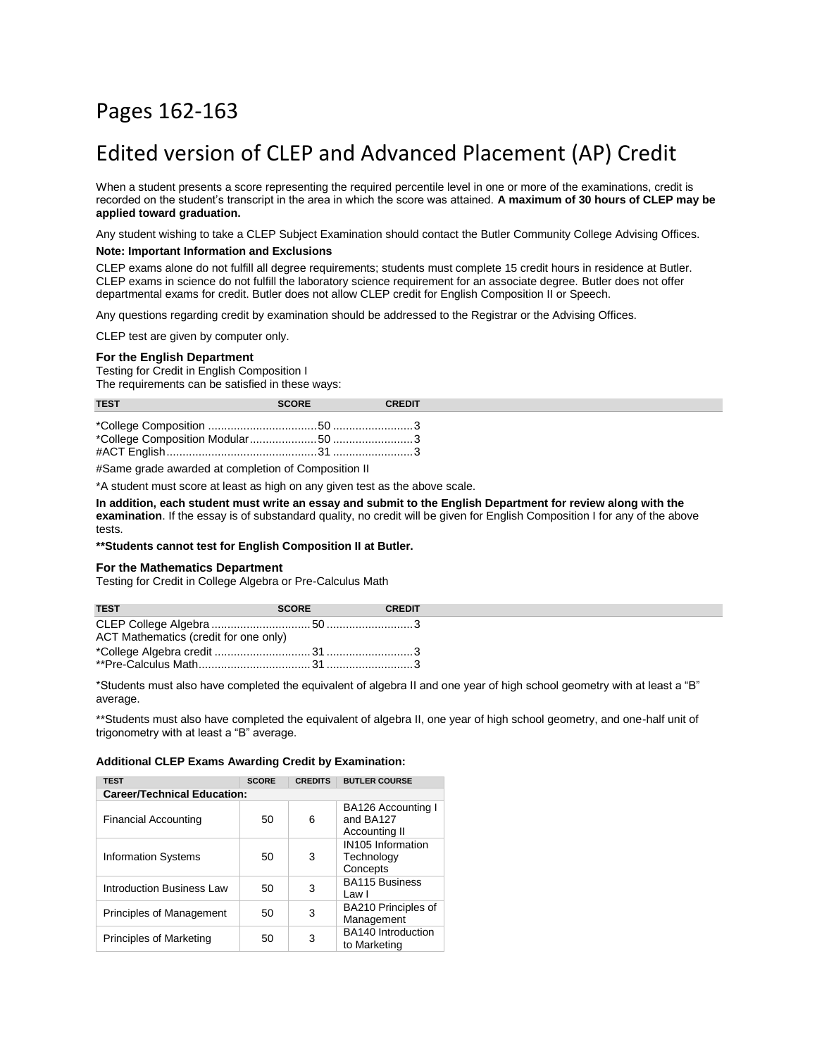# Pages 162-163

# Edited version of CLEP and Advanced Placement (AP) Credit

When a student presents a score representing the required percentile level in one or more of the examinations, credit is recorded on the student's transcript in the area in which the score was attained. **A maximum of 30 hours of CLEP may be applied toward graduation.**

Any student wishing to take a CLEP Subject Examination should contact the Butler Community College Advising Offices.

**Note: Important Information and Exclusions**

CLEP exams alone do not fulfill all degree requirements; students must complete 15 credit hours in residence at Butler. CLEP exams in science do not fulfill the laboratory science requirement for an associate degree. Butler does not offer departmental exams for credit. Butler does not allow CLEP credit for English Composition II or Speech.

Any questions regarding credit by examination should be addressed to the Registrar or the Advising Offices.

CLEP test are given by computer only.

**For the English Department**

Testing for Credit in English Composition I

The requirements can be satisfied in these ways:

| TEST | SCORE | CREDIT |
|---|---|---|
| *College Composition | 50 | 3 |
| *College Composition Modular | 50 | 3 |
| #ACT English | 31 | 3 |

#Same grade awarded at completion of Composition II

*A student must score at least as high on any given test as the above scale.

**In addition, each student must write an essay and submit to the English Department for review along with the examination**. If the essay is of substandard quality, no credit will be given for English Composition I for any of the above tests.

****Students cannot test for English Composition II at Butler.**

**For the Mathematics Department**

Testing for Credit in College Algebra or Pre-Calculus Math

| TEST | SCORE | CREDIT |
|---|---|---|
| CLEP College Algebra | 50 | 3 |
| ACT Mathematics (credit for one only) | | |
| *College Algebra credit | 31 | 3 |
| **Pre-Calculus Math | 31 | 3 |

*Students must also have completed the equivalent of algebra II and one year of high school geometry with at least a "B" average.

**Students must also have completed the equivalent of algebra II, one year of high school geometry, and one-half unit of trigonometry with at least a "B" average.

**Additional CLEP Exams Awarding Credit by Examination:**

| TEST | SCORE | CREDITS | BUTLER COURSE |
|---|---|---|---|
| **Career/Technical Education:** | | | |
| Financial Accounting | 50 | 6 | BA126 Accounting I and BA127 Accounting II |
| Information Systems | 50 | 3 | IN105 Information Technology Concepts |
| Introduction Business Law | 50 | 3 | BA115 Business Law I |
| Principles of Management | 50 | 3 | BA210 Principles of Management |
| Principles of Marketing | 50 | 3 | BA140 Introduction to Marketing |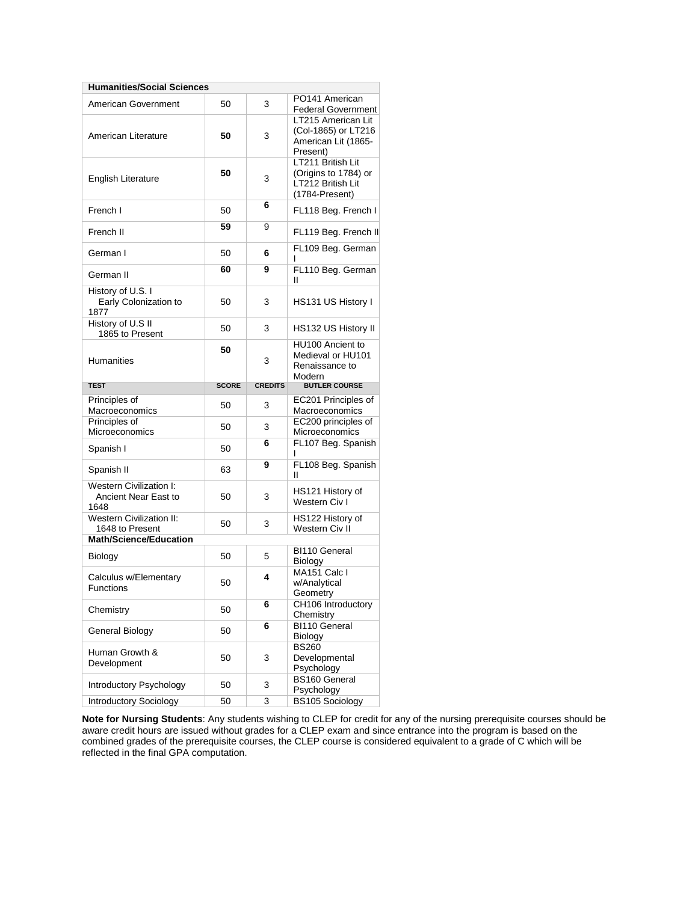| Humanities/Social Sciences | | | |
|---|---|---|---|
| American Government | 50 | 3 | PO141 American Federal Government |
| American Literature | **50** | 3 | LT215 American Lit (Col-1865) or LT216 American Lit (1865-Present) |
| English Literature | **50** | 3 | LT211 British Lit (Origins to 1784) or LT212 British Lit (1784-Present) |
| French I | 50 | **6** | FL118 Beg. French I |
| French II | **59** | 9 | FL119 Beg. French II |
| German I | 50 | **6** | FL109 Beg. German I |
| German II | **60** | **9** | FL110 Beg. German II |
| History of U.S. I Early Colonization to 1877 | 50 | 3 | HS131 US History I |
| History of U.S II 1865 to Present | 50 | 3 | HS132 US History II |
| Humanities | **50** | 3 | HU100 Ancient to Medieval or HU101 Renaissance to Modern |
| **TEST** | **SCORE** | **CREDITS** | **BUTLER COURSE** |
| Principles of Macroeconomics | 50 | 3 | EC201 Principles of Macroeconomics |
| Principles of Microeconomics | 50 | 3 | EC200 principles of Microeconomics |
| Spanish I | 50 | **6** | FL107 Beg. Spanish I |
| Spanish II | 63 | **9** | FL108 Beg. Spanish II |
| Western Civilization I: Ancient Near East to 1648 | 50 | 3 | HS121 History of Western Civ I |
| Western Civilization II: 1648 to Present | 50 | 3 | HS122 History of Western Civ II |
| **Math/Science/Education** | | | |
| Biology | 50 | 5 | BI110 General Biology |
| Calculus w/Elementary Functions | 50 | **4** | MA151 Calc I w/Analytical Geometry |
| Chemistry | 50 | **6** | CH106 Introductory Chemistry |
| General Biology | 50 | **6** | BI110 General Biology |
| Human Growth & Development | 50 | 3 | BS260 Developmental Psychology |
| Introductory Psychology | 50 | 3 | BS160 General Psychology |
| Introductory Sociology | 50 | 3 | BS105 Sociology |

**Note for Nursing Students**: Any students wishing to CLEP for credit for any of the nursing prerequisite courses should be aware credit hours are issued without grades for a CLEP exam and since entrance into the program is based on the combined grades of the prerequisite courses, the CLEP course is considered equivalent to a grade of C which will be reflected in the final GPA computation.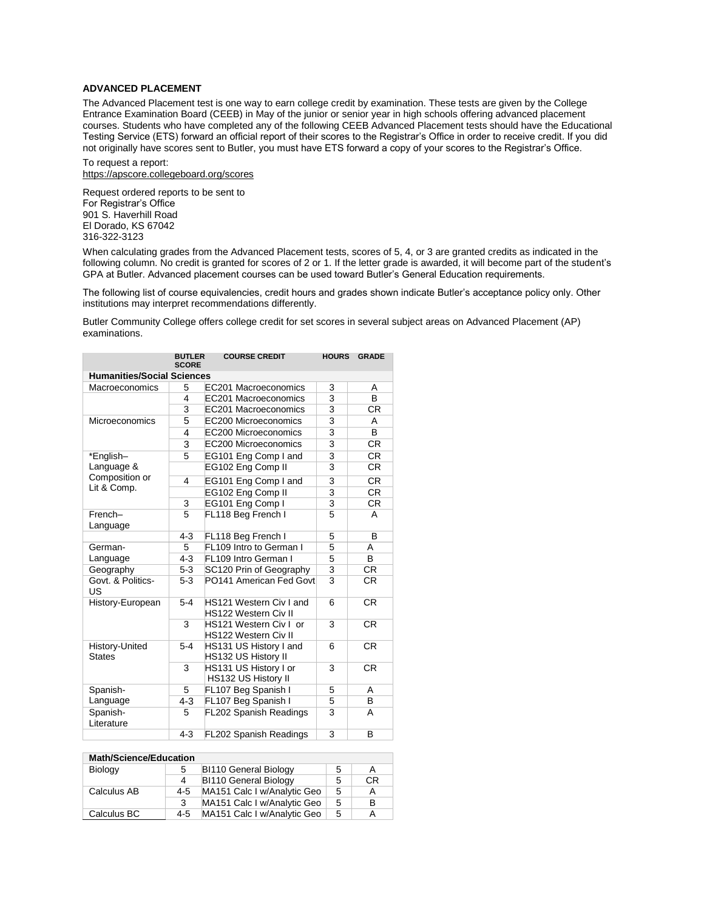## ADVANCED PLACEMENT

The Advanced Placement test is one way to earn college credit by examination. These tests are given by the College Entrance Examination Board (CEEB) in May of the junior or senior year in high schools offering advanced placement courses. Students who have completed any of the following CEEB Advanced Placement tests should have the Educational Testing Service (ETS) forward an official report of their scores to the Registrar's Office in order to receive credit. If you did not originally have scores sent to Butler, you must have ETS forward a copy of your scores to the Registrar's Office.

To request a report:
https://apscore.collegeboard.org/scores

Request ordered reports to be sent to
For Registrar's Office
901 S. Haverhill Road
El Dorado, KS 67042
316-322-3123

When calculating grades from the Advanced Placement tests, scores of 5, 4, or 3 are granted credits as indicated in the following column. No credit is granted for scores of 2 or 1. If the letter grade is awarded, it will become part of the student's GPA at Butler. Advanced placement courses can be used toward Butler's General Education requirements.

The following list of course equivalencies, credit hours and grades shown indicate Butler's acceptance policy only. Other institutions may interpret recommendations differently.

Butler Community College offers college credit for set scores in several subject areas on Advanced Placement (AP) examinations.

| | BUTLER SCORE | COURSE CREDIT | HOURS | GRADE |
|---|---|---|---|---|
| **Humanities/Social Sciences** | | | | |
| Macroeconomics | 5 | EC201 Macroeconomics | 3 | A |
| | 4 | EC201 Macroeconomics | 3 | B |
| | 3 | EC201 Macroeconomics | 3 | CR |
| Microeconomics | 5 | EC200 Microeconomics | 3 | A |
| | 4 | EC200 Microeconomics | 3 | B |
| | 3 | EC200 Microeconomics | 3 | CR |
| *English–Language & Composition or Lit & Comp. | 5 | EG101 Eng Comp I and | 3 | CR |
| | | EG102 Eng Comp II | 3 | CR |
| | 4 | EG101 Eng Comp I and | 3 | CR |
| | | EG102 Eng Comp II | 3 | CR |
| | 3 | EG101 Eng Comp I | 3 | CR |
| French–Language | 5 | FL118 Beg French I | 5 | A |
| | 4-3 | FL118 Beg French I | 5 | B |
| German-Language | 5 | FL109 Intro to German I | 5 | A |
| | 4-3 | FL109 Intro German I | 5 | B |
| Geography | 5-3 | SC120 Prin of Geography | 3 | CR |
| Govt. & Politics-US | 5-3 | PO141 American Fed Govt | 3 | CR |
| History-European | 5-4 | HS121 Western Civ I and HS122 Western Civ II | 6 | CR |
| | 3 | HS121 Western Civ I or HS122 Western Civ II | 3 | CR |
| History-United States | 5-4 | HS131 US History I and HS132 US History II | 6 | CR |
| | 3 | HS131 US History I or HS132 US History II | 3 | CR |
| Spanish-Language | 5 | FL107 Beg Spanish I | 5 | A |
| | 4-3 | FL107 Beg Spanish I | 5 | B |
| Spanish-Literature | 5 | FL202 Spanish Readings | 3 | A |
| | 4-3 | FL202 Spanish Readings | 3 | B |
| **Math/Science/Education** | | | | |
| Biology | 5 | BI110 General Biology | 5 | A |
| | 4 | BI110 General Biology | 5 | CR |
| Calculus AB | 4-5 | MA151 Calc I w/Analytic Geo | 5 | A |
| | 3 | MA151 Calc I w/Analytic Geo | 5 | B |
| Calculus BC | 4-5 | MA151 Calc I w/Analytic Geo | 5 | A |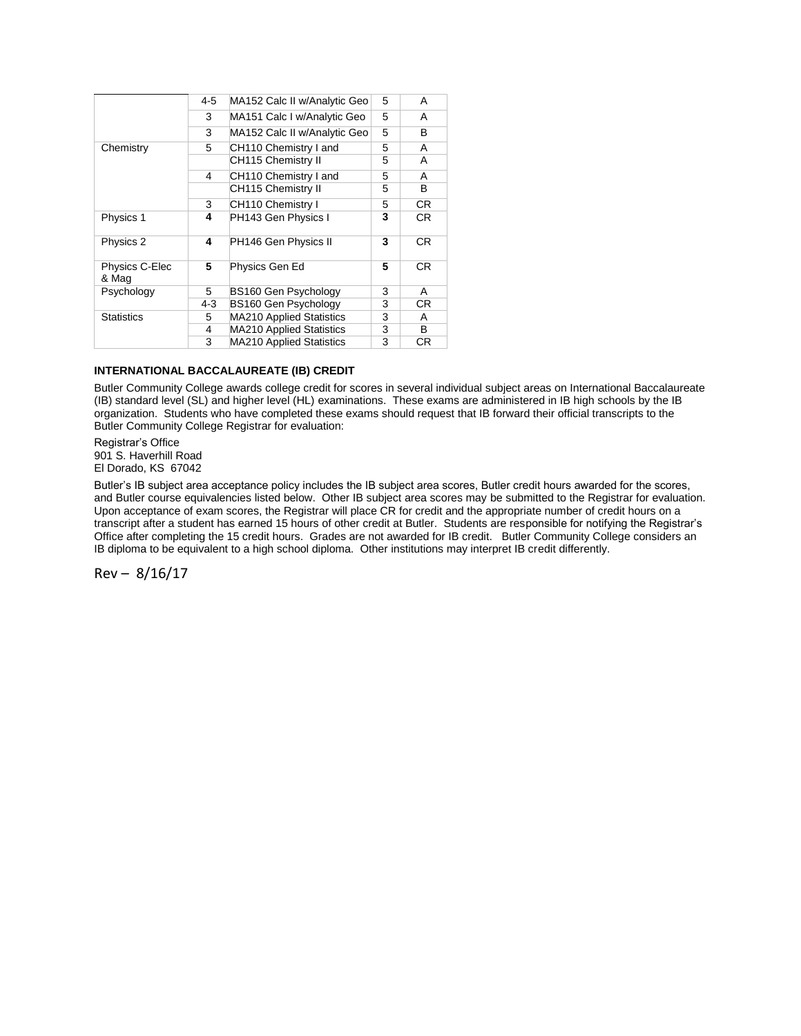| | | | | |
|---|---|---|---|---|
| | 4-5 | MA152 Calc II w/Analytic Geo | 5 | A |
| | 3 | MA151 Calc I w/Analytic Geo | 5 | A |
| | 3 | MA152 Calc II w/Analytic Geo | 5 | B |
| Chemistry | 5 | CH110 Chemistry I and | 5 | A |
| | | CH115 Chemistry II | 5 | A |
| | 4 | CH110 Chemistry I and | 5 | A |
| | | CH115 Chemistry II | 5 | B |
| | 3 | CH110 Chemistry I | 5 | CR |
| Physics 1 | **4** | PH143 Gen Physics I | **3** | CR |
| Physics 2 | **4** | PH146 Gen Physics II | **3** | CR |
| Physics C-Elec & Mag | **5** | Physics Gen Ed | **5** | CR |
| Psychology | 5 | BS160 Gen Psychology | 3 | A |
| | 4-3 | BS160 Gen Psychology | 3 | CR |
| Statistics | 5 | MA210 Applied Statistics | 3 | A |
| | 4 | MA210 Applied Statistics | 3 | B |
| | 3 | MA210 Applied Statistics | 3 | CR |

**INTERNATIONAL BACCALAUREATE (IB) CREDIT**

Butler Community College awards college credit for scores in several individual subject areas on International Baccalaureate (IB) standard level (SL) and higher level (HL) examinations. These exams are administered in IB high schools by the IB organization. Students who have completed these exams should request that IB forward their official transcripts to the Butler Community College Registrar for evaluation:

Registrar's Office
901 S. Haverhill Road
El Dorado, KS 67042

Butler's IB subject area acceptance policy includes the IB subject area scores, Butler credit hours awarded for the scores, and Butler course equivalencies listed below. Other IB subject area scores may be submitted to the Registrar for evaluation. Upon acceptance of exam scores, the Registrar will place CR for credit and the appropriate number of credit hours on a transcript after a student has earned 15 hours of other credit at Butler. Students are responsible for notifying the Registrar's Office after completing the 15 credit hours. Grades are not awarded for IB credit. Butler Community College considers an IB diploma to be equivalent to a high school diploma. Other institutions may interpret IB credit differently.

Rev – 8/16/17